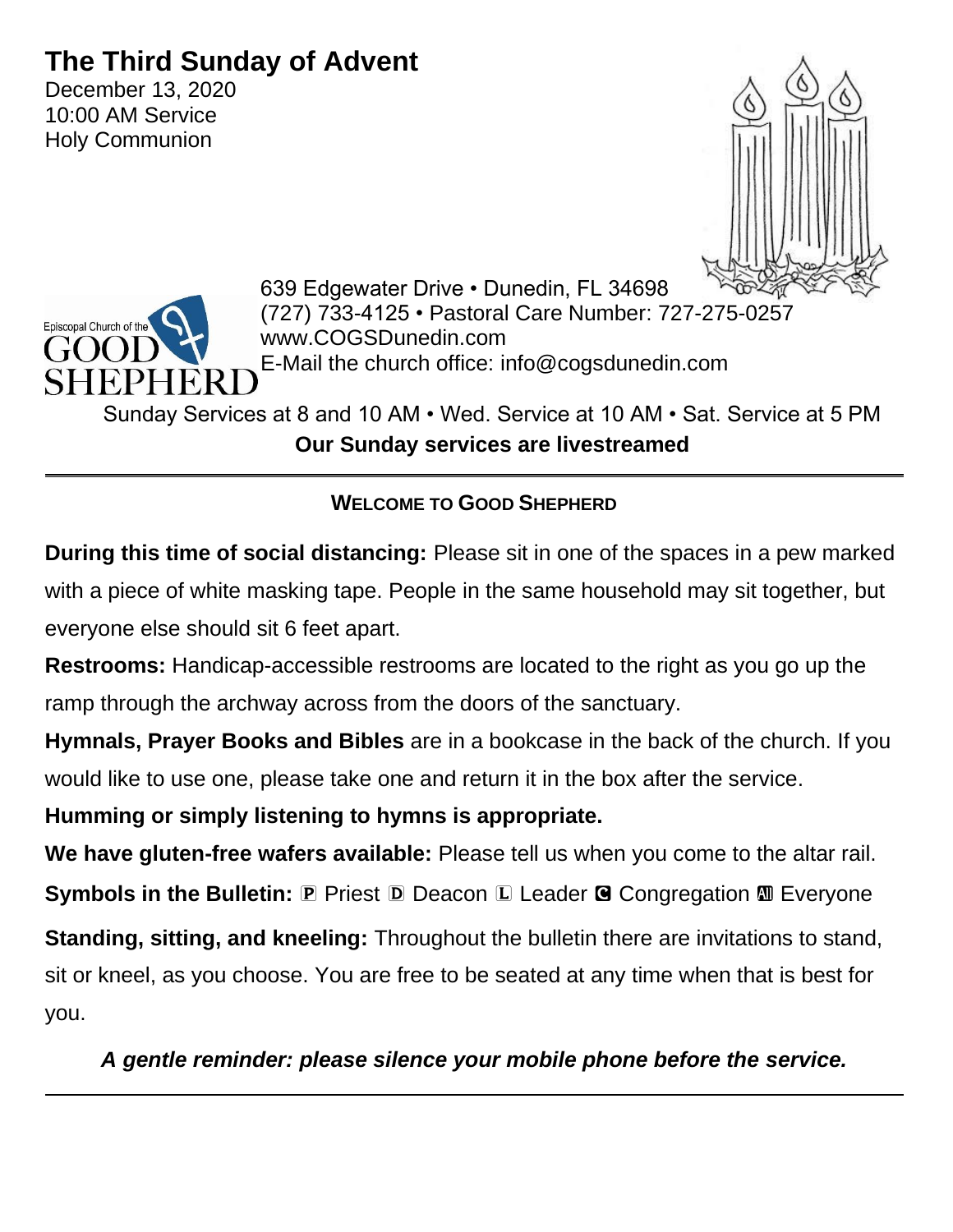# The Third Sunday of Advent

December 13, 2020
10:00 AM Service
Holy Communion

Episcopal Church of the GOOD SHEPHERD

639 Edgewater Drive • Dunedin, FL 34698
(727) 733-4125 • Pastoral Care Number: 727-275-0257
www.COGSDunedin.com
E-Mail the church office: info@cogsdunedin.com

Sunday Services at 8 and 10 AM • Wed. Service at 10 AM • Sat. Service at 5 PM

**Our Sunday services are livestreamed**

---

**WELCOME TO GOOD SHEPHERD**

**During this time of social distancing:** Please sit in one of the spaces in a pew marked with a piece of white masking tape. People in the same household may sit together, but everyone else should sit 6 feet apart.

**Restrooms:** Handicap-accessible restrooms are located to the right as you go up the ramp through the archway across from the doors of the sanctuary.

**Hymnals, Prayer Books and Bibles** are in a bookcase in the back of the church. If you would like to use one, please take one and return it in the box after the service.

**Humming or simply listening to hymns is appropriate.**

**We have gluten-free wafers available:** Please tell us when you come to the altar rail.

**Symbols in the Bulletin:** 🄿 Priest 🄳 Deacon 🄻 Leader 🅲 Congregation 🅰 Everyone

**Standing, sitting, and kneeling:** Throughout the bulletin there are invitations to stand, sit or kneel, as you choose. You are free to be seated at any time when that is best for you.

***A gentle reminder: please silence your mobile phone before the service.***

---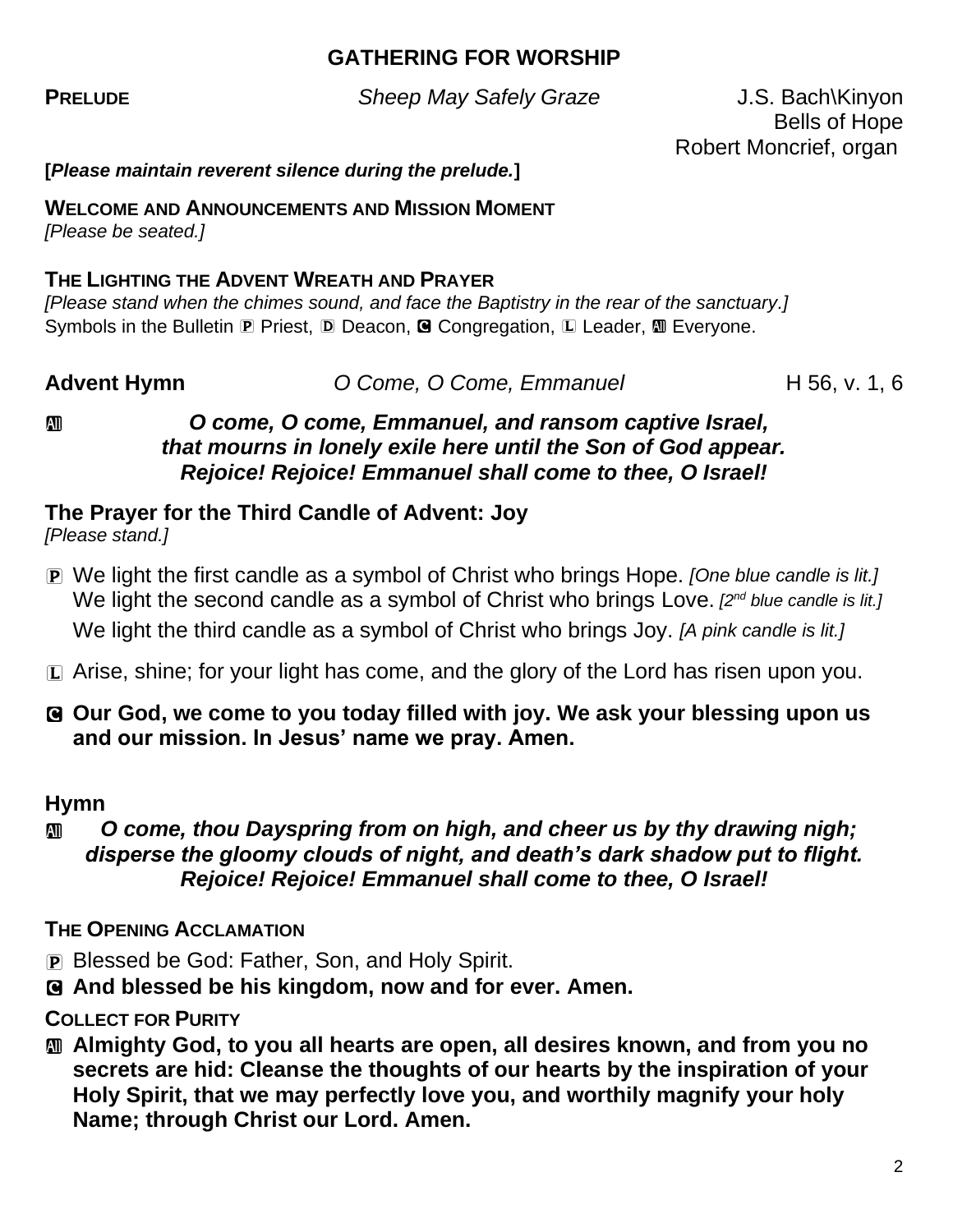## GATHERING FOR WORSHIP

**PRELUDE** *Sheep May Safely Graze* J.S. Bach\Kinyon
Bells of Hope
Robert Moncrief, organ

**[*Please maintain reverent silence during the prelude.*]**

**WELCOME AND ANNOUNCEMENTS AND MISSION MOMENT**
*[Please be seated.]*

**THE LIGHTING THE ADVENT WREATH AND PRAYER**
*[Please stand when the chimes sound, and face the Baptistry in the rear of the sanctuary.]*
Symbols in the Bulletin Ⓟ Priest, Ⓓ Deacon, Ⓒ Congregation, Ⓛ Leader, Ⓐ Everyone.

**Advent Hymn** *O Come, O Come, Emmanuel* H 56, v. 1, 6

Ⓐ ***O come, O come, Emmanuel, and ransom captive Israel,***
***that mourns in lonely exile here until the Son of God appear.***
***Rejoice! Rejoice! Emmanuel shall come to thee, O Israel!***

**The Prayer for the Third Candle of Advent: Joy**
*[Please stand.]*

Ⓟ We light the first candle as a symbol of Christ who brings Hope. *[One blue candle is lit.]*
We light the second candle as a symbol of Christ who brings Love. *[2nd blue candle is lit.]*
We light the third candle as a symbol of Christ who brings Joy. *[A pink candle is lit.]*

Ⓛ Arise, shine; for your light has come, and the glory of the Lord has risen upon you.

Ⓒ **Our God, we come to you today filled with joy. We ask your blessing upon us and our mission. In Jesus' name we pray. Amen.**

**Hymn**

Ⓐ ***O come, thou Dayspring from on high, and cheer us by thy drawing nigh;***
***disperse the gloomy clouds of night, and death's dark shadow put to flight.***
***Rejoice! Rejoice! Emmanuel shall come to thee, O Israel!***

**THE OPENING ACCLAMATION**

Ⓟ Blessed be God: Father, Son, and Holy Spirit.
Ⓒ **And blessed be his kingdom, now and for ever. Amen.**

**COLLECT FOR PURITY**

Ⓐ **Almighty God, to you all hearts are open, all desires known, and from you no secrets are hid: Cleanse the thoughts of our hearts by the inspiration of your Holy Spirit, that we may perfectly love you, and worthily magnify your holy Name; through Christ our Lord. Amen.**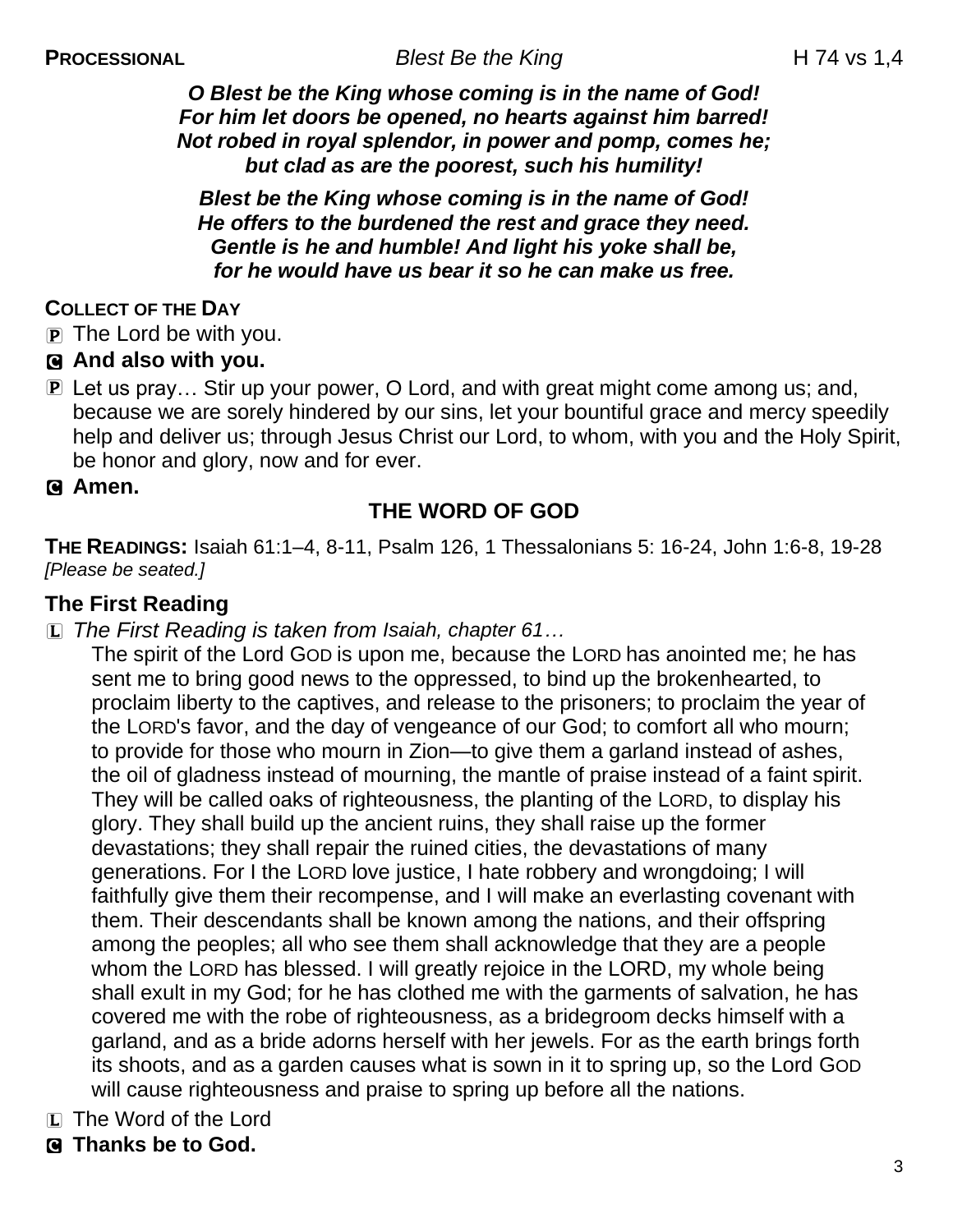**PROCESSIONAL** *Blest Be the King* H 74 vs 1,4

***O Blest be the King whose coming is in the name of God!***
***For him let doors be opened, no hearts against him barred!***
***Not robed in royal splendor, in power and pomp, comes he;***
***but clad as are the poorest, such his humility!***

***Blest be the King whose coming is in the name of God!***
***He offers to the burdened the rest and grace they need.***
***Gentle is he and humble! And light his yoke shall be,***
***for he would have us bear it so he can make us free.***

**COLLECT OF THE DAY**

P The Lord be with you.

C **And also with you.**

P Let us pray… Stir up your power, O Lord, and with great might come among us; and, because we are sorely hindered by our sins, let your bountiful grace and mercy speedily help and deliver us; through Jesus Christ our Lord, to whom, with you and the Holy Spirit, be honor and glory, now and for ever.

C **Amen.**

## THE WORD OF GOD

**THE READINGS:** Isaiah 61:1–4, 8-11, Psalm 126, 1 Thessalonians 5: 16-24, John 1:6-8, 19-28
*[Please be seated.]*

### The First Reading

L *The First Reading is taken from Isaiah, chapter 61…*

The spirit of the Lord GOD is upon me, because the LORD has anointed me; he has sent me to bring good news to the oppressed, to bind up the brokenhearted, to proclaim liberty to the captives, and release to the prisoners; to proclaim the year of the LORD's favor, and the day of vengeance of our God; to comfort all who mourn; to provide for those who mourn in Zion—to give them a garland instead of ashes, the oil of gladness instead of mourning, the mantle of praise instead of a faint spirit. They will be called oaks of righteousness, the planting of the LORD, to display his glory. They shall build up the ancient ruins, they shall raise up the former devastations; they shall repair the ruined cities, the devastations of many generations. For I the LORD love justice, I hate robbery and wrongdoing; I will faithfully give them their recompense, and I will make an everlasting covenant with them. Their descendants shall be known among the nations, and their offspring among the peoples; all who see them shall acknowledge that they are a people whom the LORD has blessed. I will greatly rejoice in the LORD, my whole being shall exult in my God; for he has clothed me with the garments of salvation, he has covered me with the robe of righteousness, as a bridegroom decks himself with a garland, and as a bride adorns herself with her jewels. For as the earth brings forth its shoots, and as a garden causes what is sown in it to spring up, so the Lord GOD will cause righteousness and praise to spring up before all the nations.

L The Word of the Lord

C **Thanks be to God.**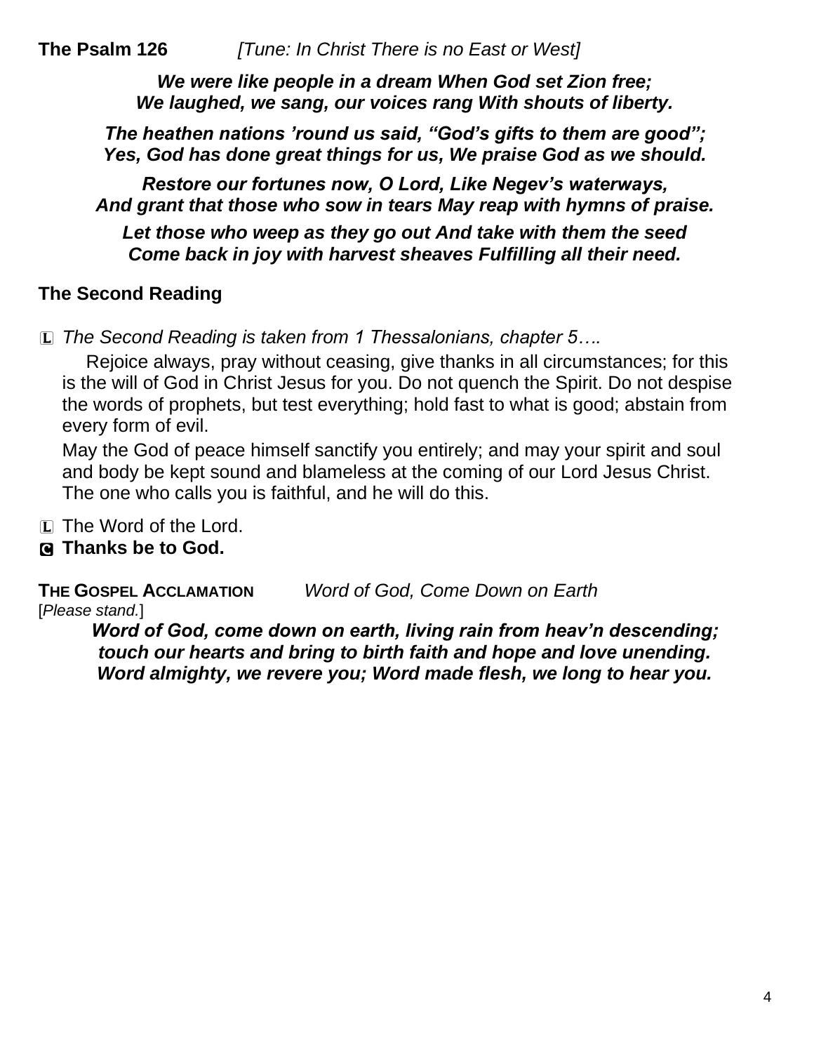**The Psalm 126** *[Tune: In Christ There is no East or West]*

***We were like people in a dream When God set Zion free;***
***We laughed, we sang, our voices rang With shouts of liberty.***

***The heathen nations 'round us said, "God's gifts to them are good";***
***Yes, God has done great things for us, We praise God as we should.***

***Restore our fortunes now, O Lord, Like Negev's waterways,***
***And grant that those who sow in tears May reap with hymns of praise.***

***Let those who weep as they go out And take with them the seed***
***Come back in joy with harvest sheaves Fulfilling all their need.***

## The Second Reading

L *The Second Reading is taken from 1 Thessalonians, chapter 5….*

Rejoice always, pray without ceasing, give thanks in all circumstances; for this is the will of God in Christ Jesus for you. Do not quench the Spirit. Do not despise the words of prophets, but test everything; hold fast to what is good; abstain from every form of evil.

May the God of peace himself sanctify you entirely; and may your spirit and soul and body be kept sound and blameless at the coming of our Lord Jesus Christ. The one who calls you is faithful, and he will do this.

L The Word of the Lord.
**C Thanks be to God.**

**THE GOSPEL ACCLAMATION** *Word of God, Come Down on Earth*
[*Please stand.*]

***Word of God, come down on earth, living rain from heav'n descending;***
***touch our hearts and bring to birth faith and hope and love unending.***
***Word almighty, we revere you; Word made flesh, we long to hear you.***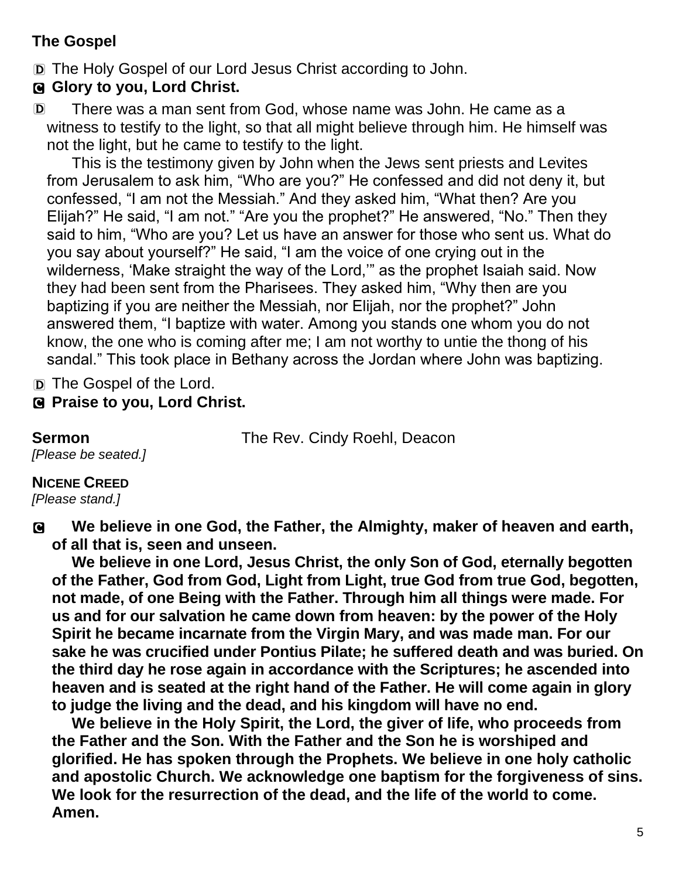### The Gospel

D The Holy Gospel of our Lord Jesus Christ according to John.

**C Glory to you, Lord Christ.**

D There was a man sent from God, whose name was John. He came as a witness to testify to the light, so that all might believe through him. He himself was not the light, but he came to testify to the light.

This is the testimony given by John when the Jews sent priests and Levites from Jerusalem to ask him, "Who are you?" He confessed and did not deny it, but confessed, "I am not the Messiah." And they asked him, "What then? Are you Elijah?" He said, "I am not." "Are you the prophet?" He answered, "No." Then they said to him, "Who are you? Let us have an answer for those who sent us. What do you say about yourself?" He said, "I am the voice of one crying out in the wilderness, 'Make straight the way of the Lord,'" as the prophet Isaiah said. Now they had been sent from the Pharisees. They asked him, "Why then are you baptizing if you are neither the Messiah, nor Elijah, nor the prophet?" John answered them, "I baptize with water. Among you stands one whom you do not know, the one who is coming after me; I am not worthy to untie the thong of his sandal." This took place in Bethany across the Jordan where John was baptizing.

D The Gospel of the Lord.

**C Praise to you, Lord Christ.**

**Sermon** The Rev. Cindy Roehl, Deacon

*[Please be seated.]*

**NICENE CREED**

*[Please stand.]*

**C We believe in one God, the Father, the Almighty, maker of heaven and earth, of all that is, seen and unseen.**

**We believe in one Lord, Jesus Christ, the only Son of God, eternally begotten of the Father, God from God, Light from Light, true God from true God, begotten, not made, of one Being with the Father. Through him all things were made. For us and for our salvation he came down from heaven: by the power of the Holy Spirit he became incarnate from the Virgin Mary, and was made man. For our sake he was crucified under Pontius Pilate; he suffered death and was buried. On the third day he rose again in accordance with the Scriptures; he ascended into heaven and is seated at the right hand of the Father. He will come again in glory to judge the living and the dead, and his kingdom will have no end.**

**We believe in the Holy Spirit, the Lord, the giver of life, who proceeds from the Father and the Son. With the Father and the Son he is worshiped and glorified. He has spoken through the Prophets. We believe in one holy catholic and apostolic Church. We acknowledge one baptism for the forgiveness of sins. We look for the resurrection of the dead, and the life of the world to come. Amen.**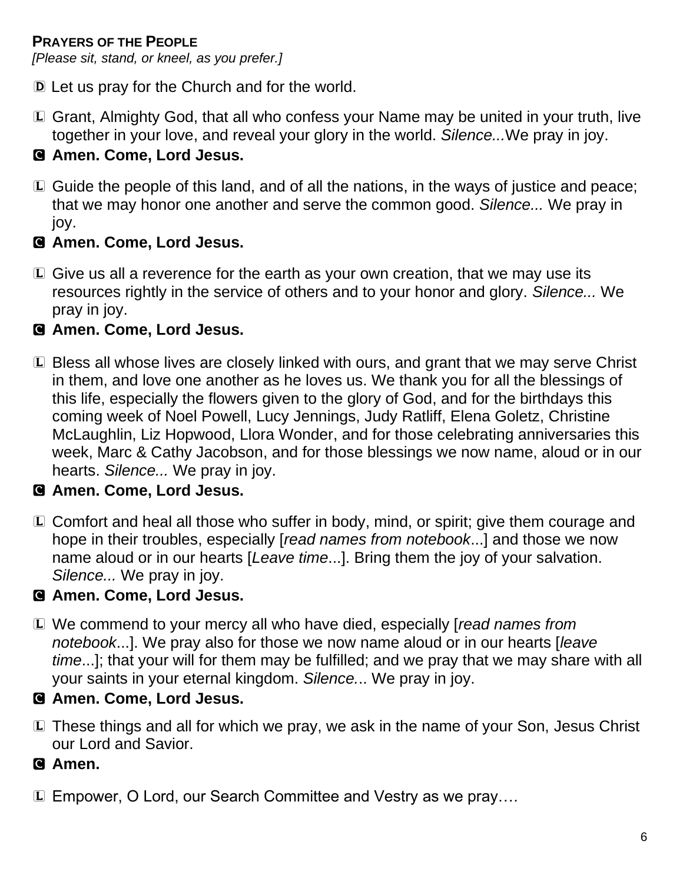**PRAYERS OF THE PEOPLE**
*[Please sit, stand, or kneel, as you prefer.]*

D Let us pray for the Church and for the world.

L Grant, Almighty God, that all who confess your Name may be united in your truth, live together in your love, and reveal your glory in the world. *Silence...*We pray in joy.

**C Amen. Come, Lord Jesus.**

L Guide the people of this land, and of all the nations, in the ways of justice and peace; that we may honor one another and serve the common good. *Silence...* We pray in joy.

**C Amen. Come, Lord Jesus.**

L Give us all a reverence for the earth as your own creation, that we may use its resources rightly in the service of others and to your honor and glory. *Silence...* We pray in joy.

**C Amen. Come, Lord Jesus.**

L Bless all whose lives are closely linked with ours, and grant that we may serve Christ in them, and love one another as he loves us. We thank you for all the blessings of this life, especially the flowers given to the glory of God, and for the birthdays this coming week of Noel Powell, Lucy Jennings, Judy Ratliff, Elena Goletz, Christine McLaughlin, Liz Hopwood, Llora Wonder, and for those celebrating anniversaries this week, Marc & Cathy Jacobson, and for those blessings we now name, aloud or in our hearts. *Silence...* We pray in joy.

**C Amen. Come, Lord Jesus.**

L Comfort and heal all those who suffer in body, mind, or spirit; give them courage and hope in their troubles, especially [*read names from notebook*...] and those we now name aloud or in our hearts [*Leave time*...]. Bring them the joy of your salvation. *Silence...* We pray in joy.

**C Amen. Come, Lord Jesus.**

L We commend to your mercy all who have died, especially [*read names from notebook*...]. We pray also for those we now name aloud or in our hearts [*leave time*...]; that your will for them may be fulfilled; and we pray that we may share with all your saints in your eternal kingdom. *Silence...* We pray in joy.

**C Amen. Come, Lord Jesus.**

L These things and all for which we pray, we ask in the name of your Son, Jesus Christ our Lord and Savior.

**C Amen.**

L Empower, O Lord, our Search Committee and Vestry as we pray….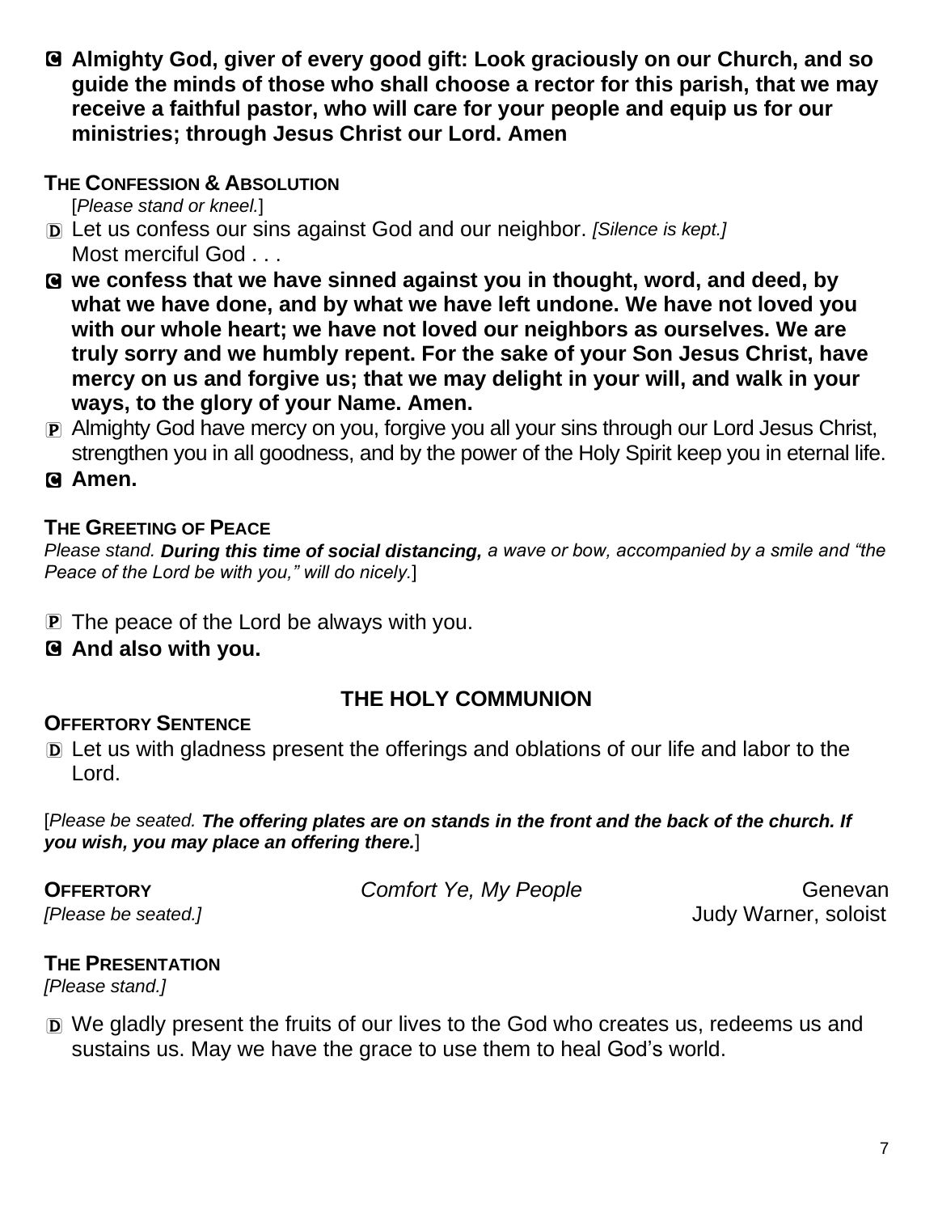**C Almighty God, giver of every good gift: Look graciously on our Church, and so guide the minds of those who shall choose a rector for this parish, that we may receive a faithful pastor, who will care for your people and equip us for our ministries; through Jesus Christ our Lord. Amen**

### THE CONFESSION & ABSOLUTION

[*Please stand or kneel.*]

D Let us confess our sins against God and our neighbor. *[Silence is kept.]*
Most merciful God . . .

**C we confess that we have sinned against you in thought, word, and deed, by what we have done, and by what we have left undone. We have not loved you with our whole heart; we have not loved our neighbors as ourselves. We are truly sorry and we humbly repent. For the sake of your Son Jesus Christ, have mercy on us and forgive us; that we may delight in your will, and walk in your ways, to the glory of your Name. Amen.**

P Almighty God have mercy on you, forgive you all your sins through our Lord Jesus Christ, strengthen you in all goodness, and by the power of the Holy Spirit keep you in eternal life.

**C Amen.**

### THE GREETING OF PEACE

*Please stand.* ***During this time of social distancing,*** *a wave or bow, accompanied by a smile and "the Peace of the Lord be with you," will do nicely.*]

P The peace of the Lord be always with you.

**C And also with you.**

## THE HOLY COMMUNION

### OFFERTORY SENTENCE

D Let us with gladness present the offerings and oblations of our life and labor to the Lord.

[*Please be seated.* ***The offering plates are on stands in the front and the back of the church. If you wish, you may place an offering there.***]

**OFFERTORY** *Comfort Ye, My People* Genevan
*[Please be seated.]* Judy Warner, soloist

### THE PRESENTATION

*[Please stand.]*

D We gladly present the fruits of our lives to the God who creates us, redeems us and sustains us. May we have the grace to use them to heal God's world.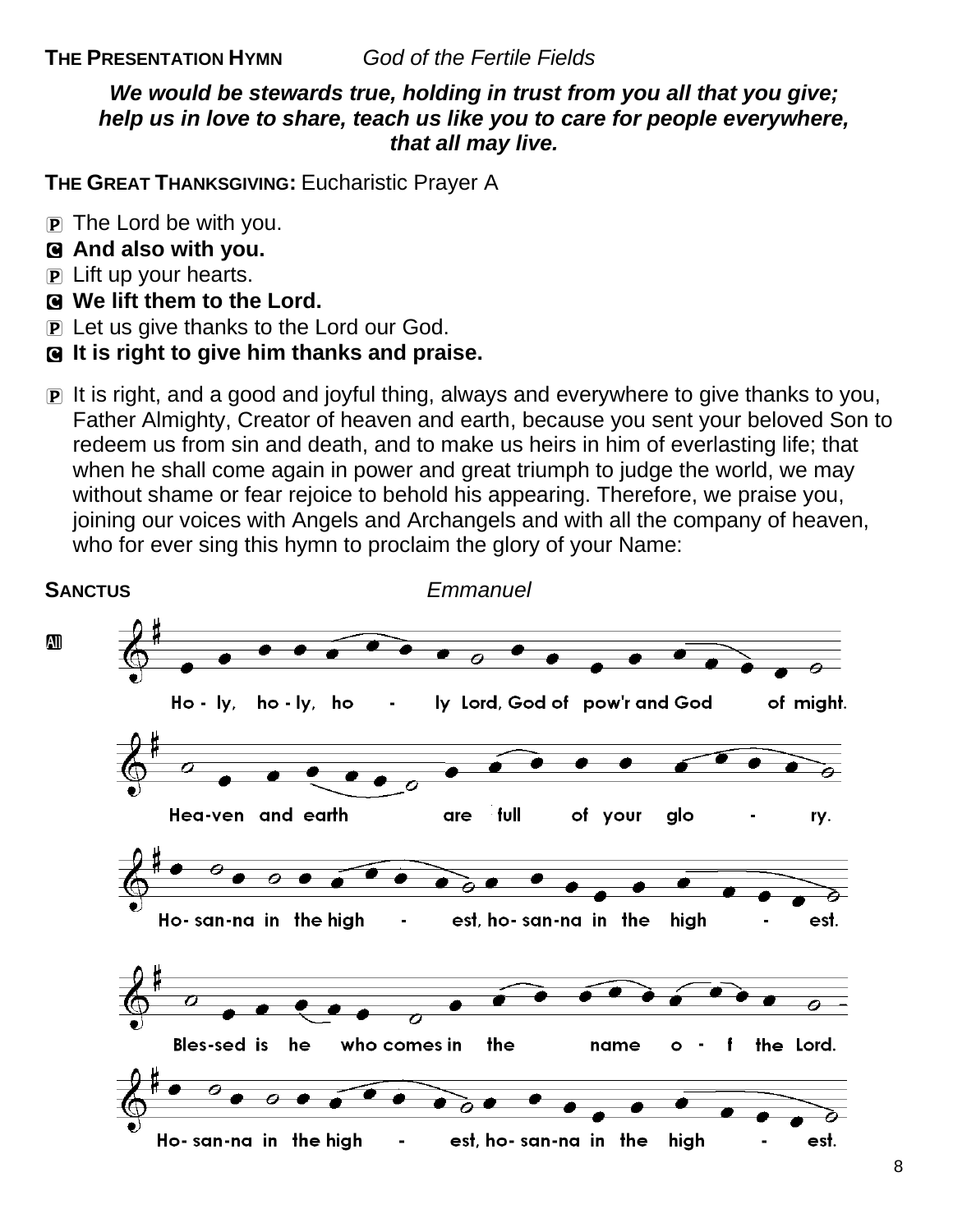**THE PRESENTATION HYMN** *God of the Fertile Fields*

***We would be stewards true, holding in trust from you all that you give; help us in love to share, teach us like you to care for people everywhere, that all may live.***

**THE GREAT THANKSGIVING:** Eucharistic Prayer A

P The Lord be with you.
C **And also with you.**
P Lift up your hearts.
C **We lift them to the Lord.**
P Let us give thanks to the Lord our God.
C **It is right to give him thanks and praise.**

P It is right, and a good and joyful thing, always and everywhere to give thanks to you, Father Almighty, Creator of heaven and earth, because you sent your beloved Son to redeem us from sin and death, and to make us heirs in him of everlasting life; that when he shall come again in power and great triumph to judge the world, we may without shame or fear rejoice to behold his appearing. Therefore, we praise you, joining our voices with Angels and Archangels and with all the company of heaven, who for ever sing this hymn to proclaim the glory of your Name:

**SANCTUS** *Emmanuel*

All

Ho - ly, ho - ly, ho - ly Lord, God of pow'r and God of might.
Hea-ven and earth are full of your glo - ry.
Ho- san-na in the high - est, ho- san-na in the high - est.
Bles-sed is he who comes in the name o - f the Lord.
Ho- san-na in the high - est, ho- san-na in the high - est.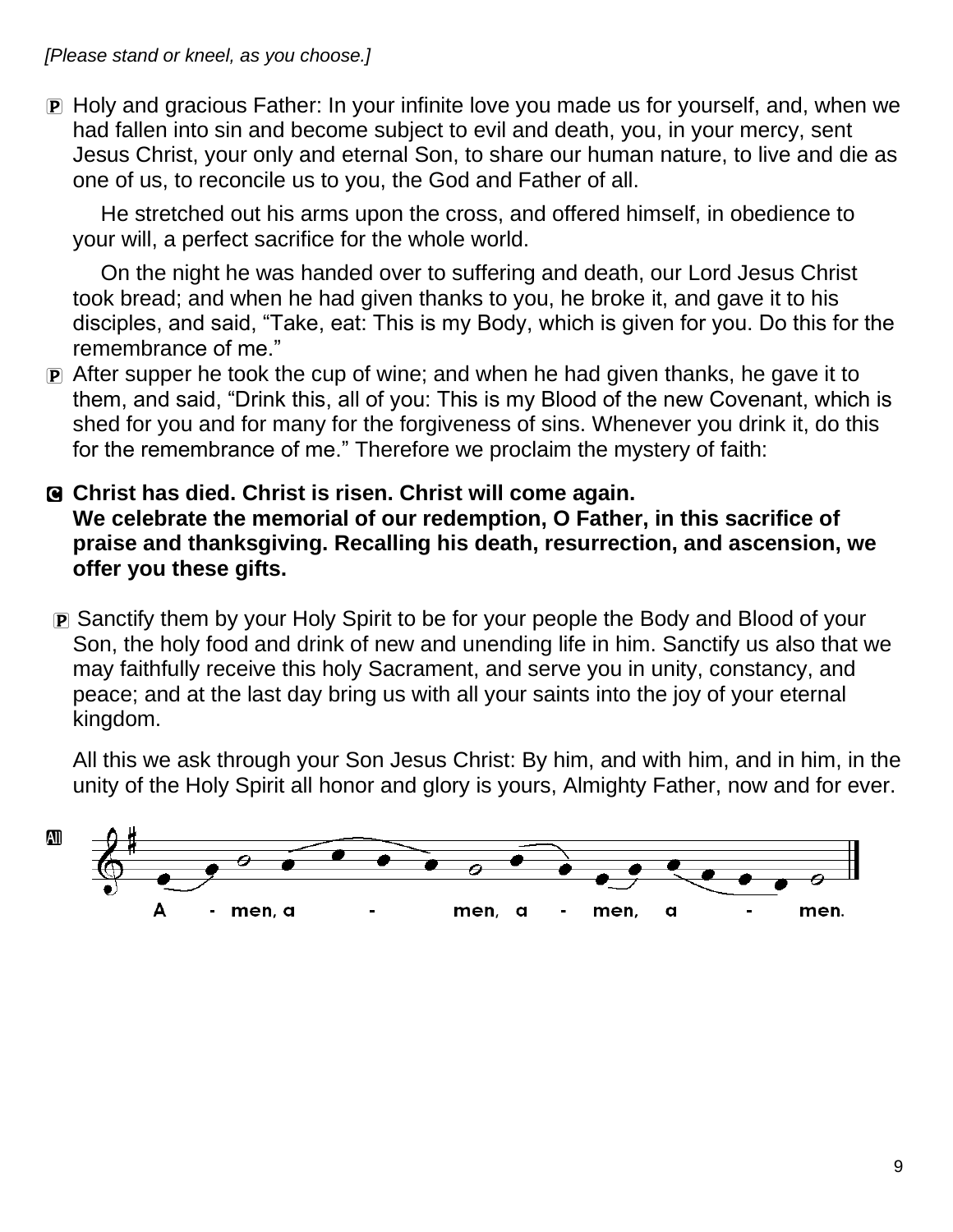*[Please stand or kneel, as you choose.]*

P Holy and gracious Father: In your infinite love you made us for yourself, and, when we had fallen into sin and become subject to evil and death, you, in your mercy, sent Jesus Christ, your only and eternal Son, to share our human nature, to live and die as one of us, to reconcile us to you, the God and Father of all.

He stretched out his arms upon the cross, and offered himself, in obedience to your will, a perfect sacrifice for the whole world.

On the night he was handed over to suffering and death, our Lord Jesus Christ took bread; and when he had given thanks to you, he broke it, and gave it to his disciples, and said, “Take, eat: This is my Body, which is given for you. Do this for the remembrance of me.”

P After supper he took the cup of wine; and when he had given thanks, he gave it to them, and said, “Drink this, all of you: This is my Blood of the new Covenant, which is shed for you and for many for the forgiveness of sins. Whenever you drink it, do this for the remembrance of me.” Therefore we proclaim the mystery of faith:

C **Christ has died. Christ is risen. Christ will come again.**
**We celebrate the memorial of our redemption, O Father, in this sacrifice of praise and thanksgiving. Recalling his death, resurrection, and ascension, we offer you these gifts.**

P Sanctify them by your Holy Spirit to be for your people the Body and Blood of your Son, the holy food and drink of new and unending life in him. Sanctify us also that we may faithfully receive this holy Sacrament, and serve you in unity, constancy, and peace; and at the last day bring us with all your saints into the joy of your eternal kingdom.

All this we ask through your Son Jesus Christ: By him, and with him, and in him, in the unity of the Holy Spirit all honor and glory is yours, Almighty Father, now and for ever.

All A - men, a - men, a - men, a - men.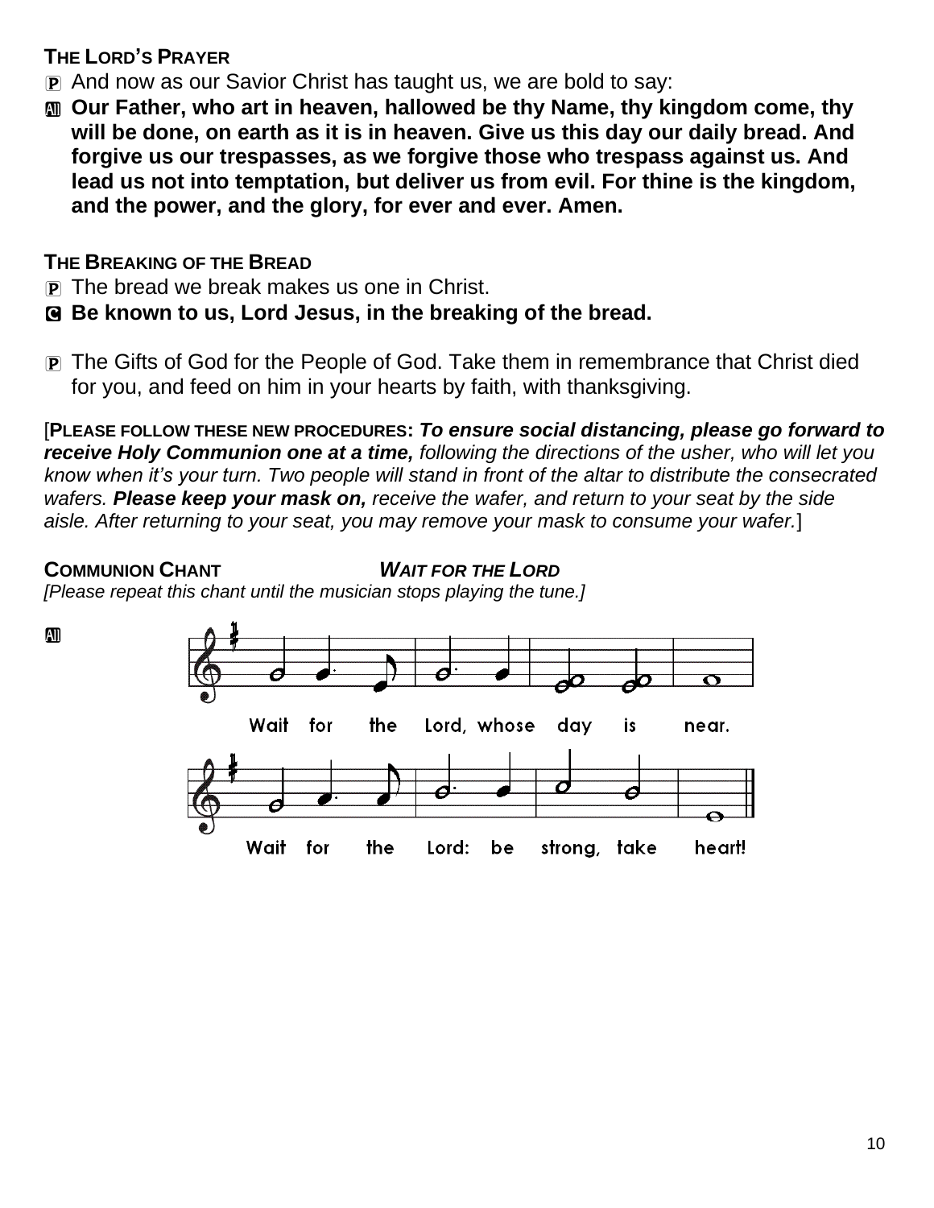**THE LORD'S PRAYER**

P And now as our Savior Christ has taught us, we are bold to say:

All **Our Father, who art in heaven, hallowed be thy Name, thy kingdom come, thy will be done, on earth as it is in heaven. Give us this day our daily bread. And forgive us our trespasses, as we forgive those who trespass against us. And lead us not into temptation, but deliver us from evil. For thine is the kingdom, and the power, and the glory, for ever and ever. Amen.**

**THE BREAKING OF THE BREAD**

P The bread we break makes us one in Christ.

C **Be known to us, Lord Jesus, in the breaking of the bread.**

P The Gifts of God for the People of God. Take them in remembrance that Christ died for you, and feed on him in your hearts by faith, with thanksgiving.

[**PLEASE FOLLOW THESE NEW PROCEDURES:** ***To ensure social distancing, please go forward to receive Holy Communion one at a time,*** *following the directions of the usher, who will let you know when it's your turn. Two people will stand in front of the altar to distribute the consecrated wafers.* ***Please keep your mask on,*** *receive the wafer, and return to your seat by the side aisle. After returning to your seat, you may remove your mask to consume your wafer.*]

**COMMUNION CHANT** ***WAIT FOR THE LORD***

*[Please repeat this chant until the musician stops playing the tune.]*

All

Wait for the Lord, whose day is near.

Wait for the Lord: be strong, take heart!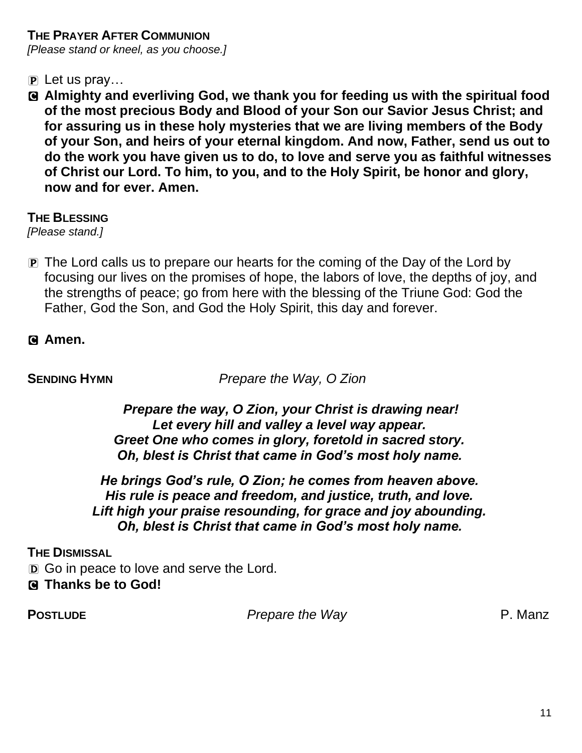**THE PRAYER AFTER COMMUNION**
*[Please stand or kneel, as you choose.]*

P Let us pray…

C **Almighty and everliving God, we thank you for feeding us with the spiritual food of the most precious Body and Blood of your Son our Savior Jesus Christ; and for assuring us in these holy mysteries that we are living members of the Body of your Son, and heirs of your eternal kingdom. And now, Father, send us out to do the work you have given us to do, to love and serve you as faithful witnesses of Christ our Lord. To him, to you, and to the Holy Spirit, be honor and glory, now and for ever. Amen.**

**THE BLESSING**
*[Please stand.]*

P The Lord calls us to prepare our hearts for the coming of the Day of the Lord by focusing our lives on the promises of hope, the labors of love, the depths of joy, and the strengths of peace; go from here with the blessing of the Triune God: God the Father, God the Son, and God the Holy Spirit, this day and forever.

C **Amen.**

**SENDING HYMN** *Prepare the Way, O Zion*

***Prepare the way, O Zion, your Christ is drawing near!***
***Let every hill and valley a level way appear.***
***Greet One who comes in glory, foretold in sacred story.***
***Oh, blest is Christ that came in God's most holy name.***

***He brings God's rule, O Zion; he comes from heaven above.***
***His rule is peace and freedom, and justice, truth, and love.***
***Lift high your praise resounding, for grace and joy abounding.***
***Oh, blest is Christ that came in God's most holy name.***

**THE DISMISSAL**

D Go in peace to love and serve the Lord.

C **Thanks be to God!**

**POSTLUDE** *Prepare the Way* P. Manz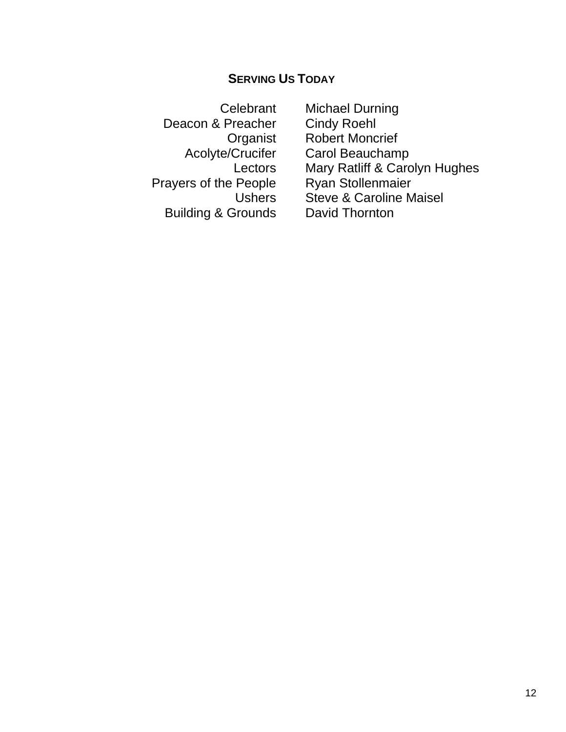## SERVING US TODAY

| | |
|---|---|
| Celebrant | Michael Durning |
| Deacon & Preacher | Cindy Roehl |
| Organist | Robert Moncrief |
| Acolyte/Crucifer | Carol Beauchamp |
| Lectors | Mary Ratliff & Carolyn Hughes |
| Prayers of the People | Ryan Stollenmaier |
| Ushers | Steve & Caroline Maisel |
| Building & Grounds | David Thornton |